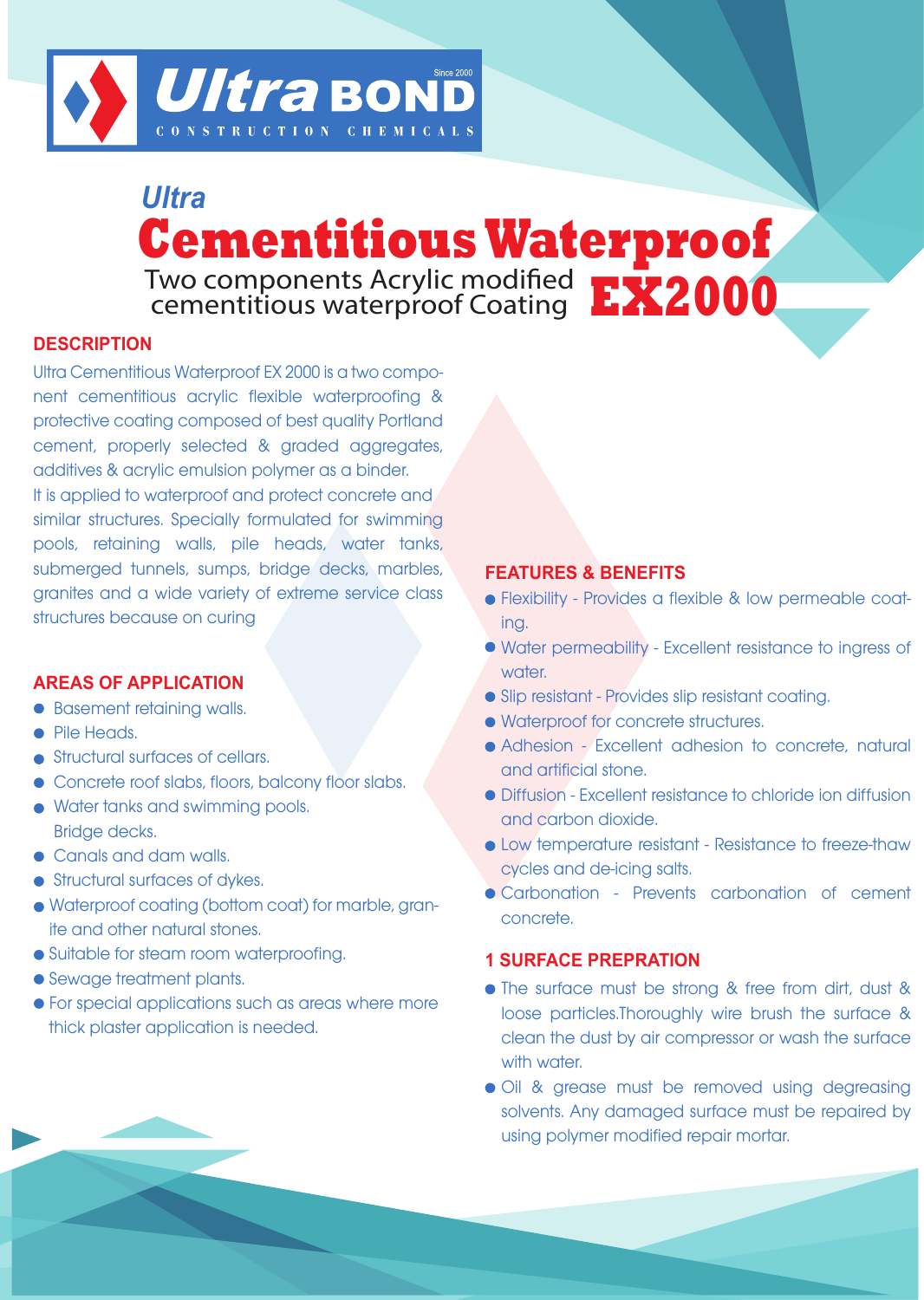**Ultra BOND** Since 2000
CONSTRUCTION CHEMICALS

# *Ultra* Cementitious Waterproof EX2000

Two components Acrylic modified cementitious waterproof Coating

## DESCRIPTION

Ultra Cementitious Waterproof EX 2000 is a two component cementitious acrylic flexible waterproofing & protective coating composed of best quality Portland cement, properly selected & graded aggregates, additives & acrylic emulsion polymer as a binder.
It is applied to waterproof and protect concrete and similar structures. Specially formulated for swimming pools, retaining walls, pile heads, water tanks, submerged tunnels, sumps, bridge decks, marbles, granites and a wide variety of extreme service class structures because on curing

## AREAS OF APPLICATION

- Basement retaining walls.
- Pile Heads.
- Structural surfaces of cellars.
- Concrete roof slabs, floors, balcony floor slabs.
- Water tanks and swimming pools. Bridge decks.
- Canals and dam walls.
- Structural surfaces of dykes.
- Waterproof coating (bottom coat) for marble, granite and other natural stones.
- Suitable for steam room waterproofing.
- Sewage treatment plants.
- For special applications such as areas where more thick plaster application is needed.

## FEATURES & BENEFITS

- Flexibility - Provides a flexible & low permeable coating.
- Water permeability - Excellent resistance to ingress of water.
- Slip resistant - Provides slip resistant coating.
- Waterproof for concrete structures.
- Adhesion - Excellent adhesion to concrete, natural and artificial stone.
- Diffusion - Excellent resistance to chloride ion diffusion and carbon dioxide.
- Low temperature resistant - Resistance to freeze-thaw cycles and de-icing salts.
- Carbonation - Prevents carbonation of cement concrete.

## 1 SURFACE PREPRATION

- The surface must be strong & free from dirt, dust & loose particles.Thoroughly wire brush the surface & clean the dust by air compressor or wash the surface with water.
- Oil & grease must be removed using degreasing solvents. Any damaged surface must be repaired by using polymer modified repair mortar.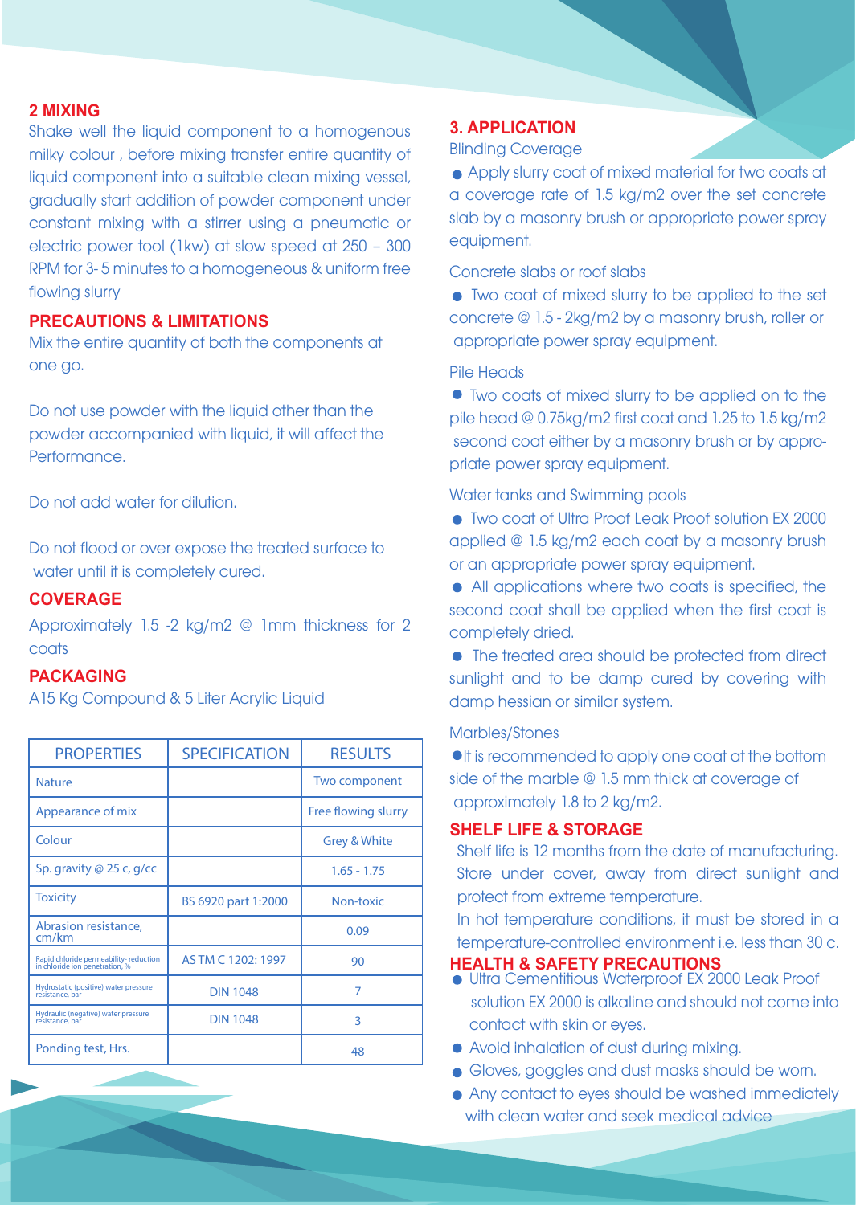## 2 MIXING

Shake well the liquid component to a homogenous milky colour , before mixing transfer entire quantity of liquid component into a suitable clean mixing vessel, gradually start addition of powder component under constant mixing with a stirrer using a pneumatic or electric power tool (1kw) at slow speed at 250 – 300 RPM for 3- 5 minutes to a homogeneous & uniform free flowing slurry

## PRECAUTIONS & LIMITATIONS

Mix the entire quantity of both the components at one go.

Do not use powder with the liquid other than the powder accompanied with liquid, it will affect the Performance.

Do not add water for dilution.

Do not flood or over expose the treated surface to water until it is completely cured.

## COVERAGE

Approximately 1.5 -2 kg/m2 @ 1mm thickness for 2 coats

## PACKAGING

A15 Kg Compound & 5 Liter Acrylic Liquid

| PROPERTIES | SPECIFICATION | RESULTS |
|---|---|---|
| Nature | | Two component |
| Appearance of mix | | Free flowing slurry |
| Colour | | Grey & White |
| Sp. gravity @ 25 c, g/cc | | 1.65 - 1.75 |
| Toxicity | BS 6920 part 1:2000 | Non-toxic |
| Abrasion resistance, cm/km | | 0.09 |
| Rapid chloride permeability- reduction in chloride ion penetration, % | AS TM C 1202: 1997 | 90 |
| Hydrostatic (positive) water pressure resistance, bar | DIN 1048 | 7 |
| Hydraulic (negative) water pressure resistance, bar | DIN 1048 | 3 |
| Ponding test, Hrs. | | 48 |

## 3. APPLICATION

Blinding Coverage

- Apply slurry coat of mixed material for two coats at a coverage rate of 1.5 kg/m2 over the set concrete slab by a masonry brush or appropriate power spray equipment.

Concrete slabs or roof slabs

- Two coat of mixed slurry to be applied to the set concrete @ 1.5 - 2kg/m2 by a masonry brush, roller or appropriate power spray equipment.

Pile Heads

- Two coats of mixed slurry to be applied on to the pile head @ 0.75kg/m2 first coat and 1.25 to 1.5 kg/m2 second coat either by a masonry brush or by appropriate power spray equipment.

Water tanks and Swimming pools

- Two coat of Ultra Proof Leak Proof solution EX 2000 applied @ 1.5 kg/m2 each coat by a masonry brush or an appropriate power spray equipment.
- All applications where two coats is specified, the second coat shall be applied when the first coat is completely dried.
- The treated area should be protected from direct sunlight and to be damp cured by covering with damp hessian or similar system.

Marbles/Stones

- It is recommended to apply one coat at the bottom side of the marble @ 1.5 mm thick at coverage of approximately 1.8 to 2 kg/m2.

## SHELF LIFE & STORAGE

Shelf life is 12 months from the date of manufacturing. Store under cover, away from direct sunlight and protect from extreme temperature.

In hot temperature conditions, it must be stored in a temperature-controlled environment i.e. less than 30 c.

## HEALTH & SAFETY PRECAUTIONS

- Ultra Cementitious Waterproof EX 2000 Leak Proof solution EX 2000 is alkaline and should not come into contact with skin or eyes.
- Avoid inhalation of dust during mixing.
- Gloves, goggles and dust masks should be worn.
- Any contact to eyes should be washed immediately with clean water and seek medical advice